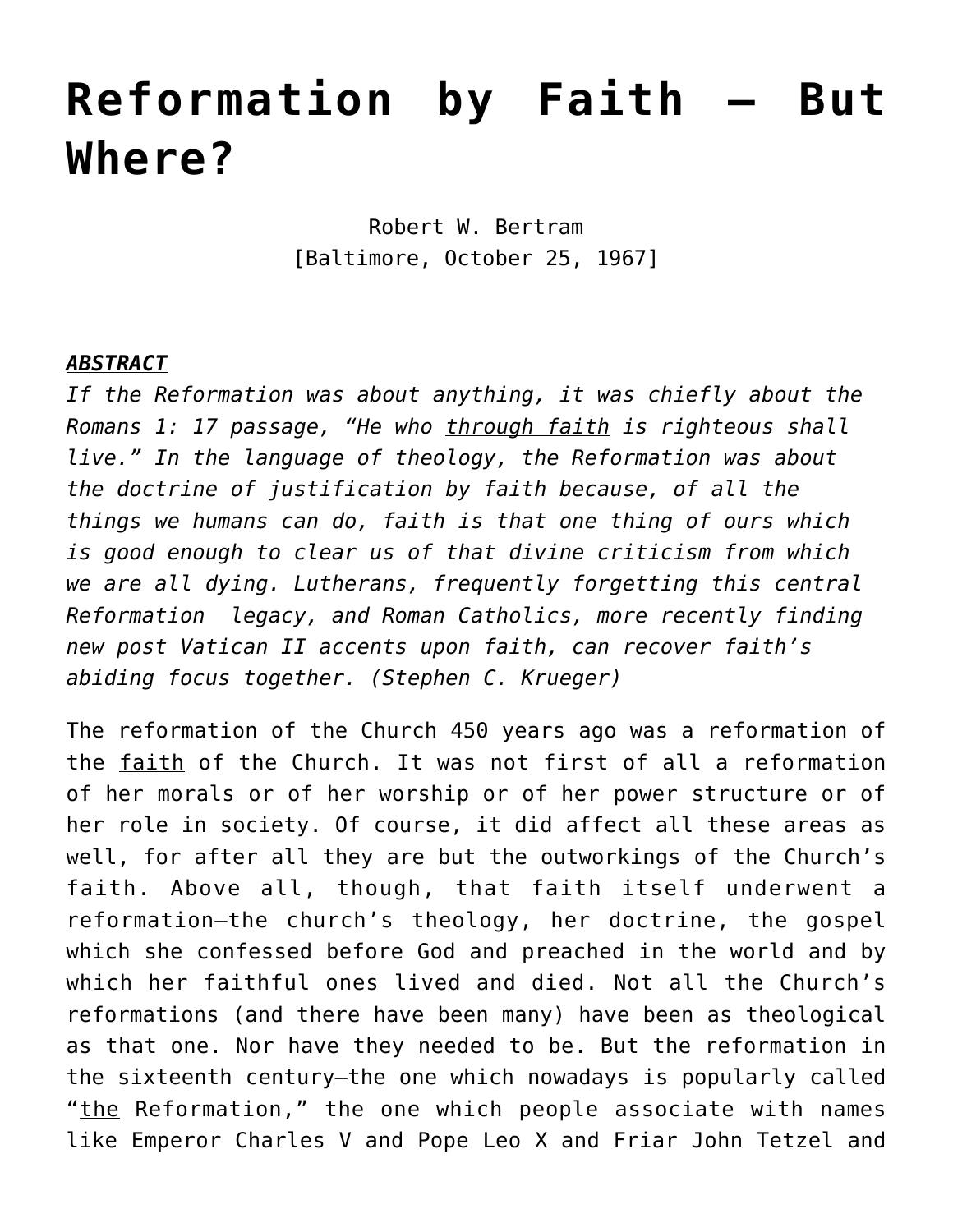# Reformation by Faith — But Where?

Robert W. Bertram
[Baltimore, October 25, 1967]

***ABSTRACT***
*If the Reformation was about anything, it was chiefly about the Romans 1: 17 passage, "He who <u>through faith</u> is righteous shall live." In the language of theology, the Reformation was about the doctrine of justification by faith because, of all the things we humans can do, faith is that one thing of ours which is good enough to clear us of that divine criticism from which we are all dying. Lutherans, frequently forgetting this central Reformation legacy, and Roman Catholics, more recently finding new post Vatican II accents upon faith, can recover faith's abiding focus together. (Stephen C. Krueger)*

The reformation of the Church 450 years ago was a reformation of the <u>faith</u> of the Church. It was not first of all a reformation of her morals or of her worship or of her power structure or of her role in society. Of course, it did affect all these areas as well, for after all they are but the outworkings of the Church's faith. Above all, though, that faith itself underwent a reformation—the church's theology, her doctrine, the gospel which she confessed before God and preached in the world and by which her faithful ones lived and died. Not all the Church's reformations (and there have been many) have been as theological as that one. Nor have they needed to be. But the reformation in the sixteenth century—the one which nowadays is popularly called "<u>the</u> Reformation," the one which people associate with names like Emperor Charles V and Pope Leo X and Friar John Tetzel and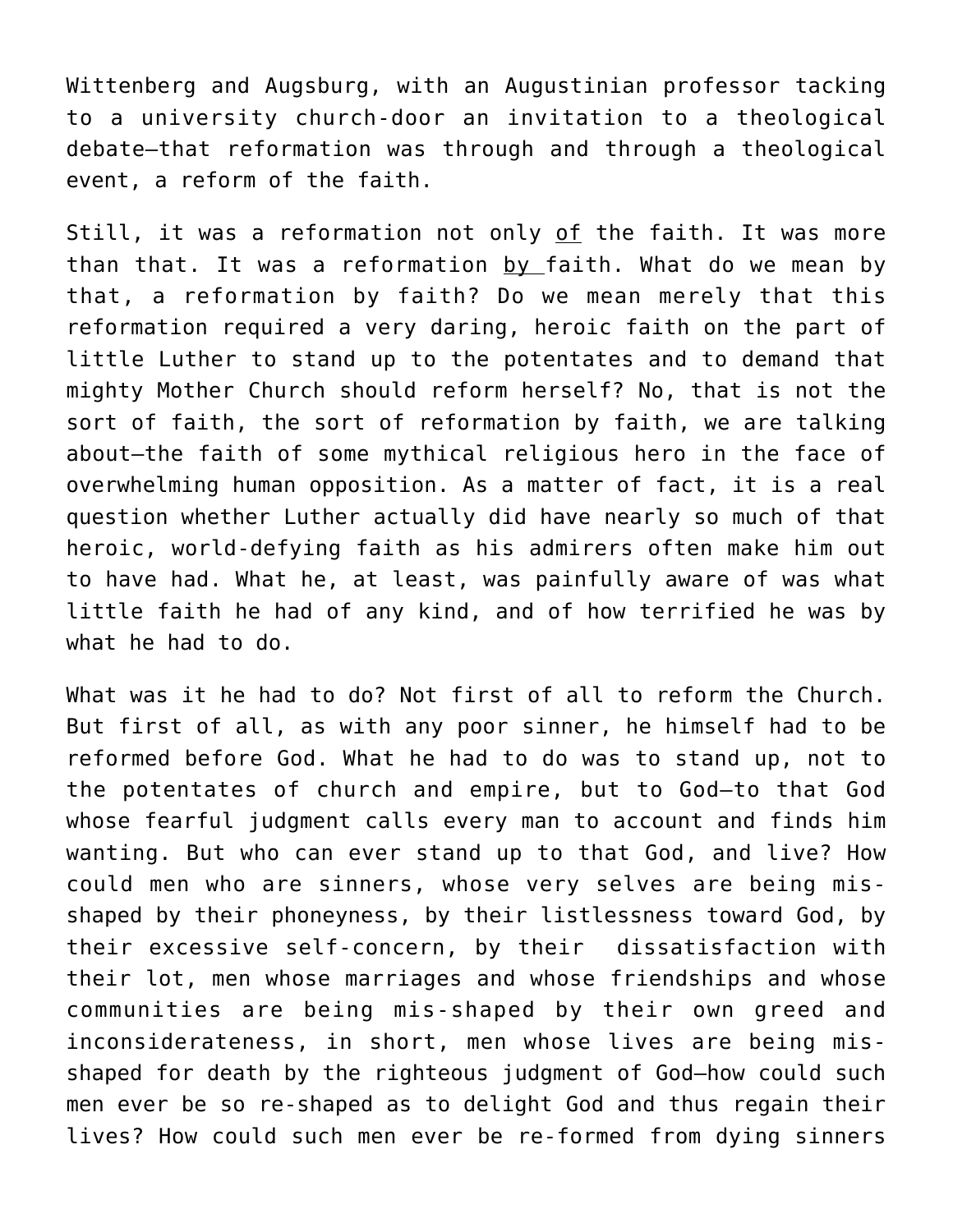Wittenberg and Augsburg, with an Augustinian professor tacking to a university church-door an invitation to a theological debate—that reformation was through and through a theological event, a reform of the faith.

Still, it was a reformation not only <u>of</u> the faith. It was more than that. It was a reformation <u>by</u> faith. What do we mean by that, a reformation by faith? Do we mean merely that this reformation required a very daring, heroic faith on the part of little Luther to stand up to the potentates and to demand that mighty Mother Church should reform herself? No, that is not the sort of faith, the sort of reformation by faith, we are talking about—the faith of some mythical religious hero in the face of overwhelming human opposition. As a matter of fact, it is a real question whether Luther actually did have nearly so much of that heroic, world-defying faith as his admirers often make him out to have had. What he, at least, was painfully aware of was what little faith he had of any kind, and of how terrified he was by what he had to do.

What was it he had to do? Not first of all to reform the Church. But first of all, as with any poor sinner, he himself had to be reformed before God. What he had to do was to stand up, not to the potentates of church and empire, but to God—to that God whose fearful judgment calls every man to account and finds him wanting. But who can ever stand up to that God, and live? How could men who are sinners, whose very selves are being mis-shaped by their phoneyness, by their listlessness toward God, by their excessive self-concern, by their dissatisfaction with their lot, men whose marriages and whose friendships and whose communities are being mis-shaped by their own greed and inconsiderateness, in short, men whose lives are being mis-shaped for death by the righteous judgment of God—how could such men ever be so re-shaped as to delight God and thus regain their lives? How could such men ever be re-formed from dying sinners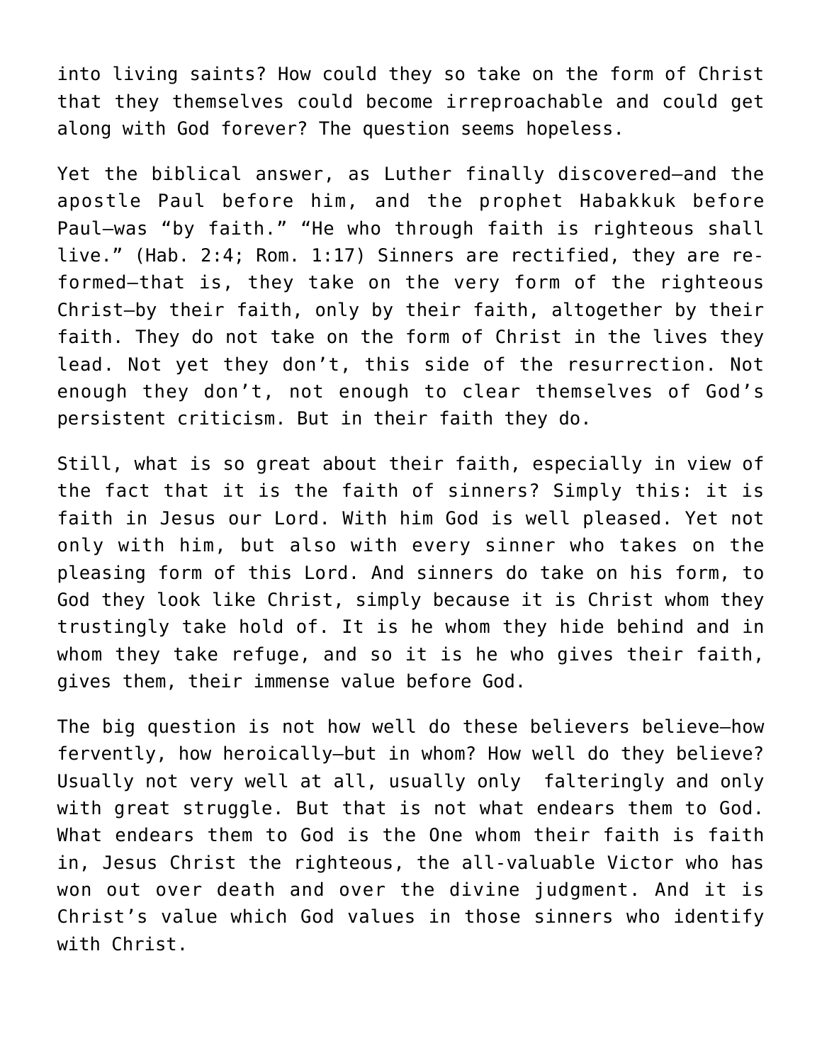into living saints? How could they so take on the form of Christ that they themselves could become irreproachable and could get along with God forever? The question seems hopeless.

Yet the biblical answer, as Luther finally discovered—and the apostle Paul before him, and the prophet Habakkuk before Paul—was "by faith." "He who through faith is righteous shall live." (Hab. 2:4; Rom. 1:17) Sinners are rectified, they are re-formed—that is, they take on the very form of the righteous Christ—by their faith, only by their faith, altogether by their faith. They do not take on the form of Christ in the lives they lead. Not yet they don't, this side of the resurrection. Not enough they don't, not enough to clear themselves of God's persistent criticism. But in their faith they do.

Still, what is so great about their faith, especially in view of the fact that it is the faith of sinners? Simply this: it is faith in Jesus our Lord. With him God is well pleased. Yet not only with him, but also with every sinner who takes on the pleasing form of this Lord. And sinners do take on his form, to God they look like Christ, simply because it is Christ whom they trustingly take hold of. It is he whom they hide behind and in whom they take refuge, and so it is he who gives their faith, gives them, their immense value before God.

The big question is not how well do these believers believe—how fervently, how heroically—but in whom? How well do they believe? Usually not very well at all, usually only falteringly and only with great struggle. But that is not what endears them to God. What endears them to God is the One whom their faith is faith in, Jesus Christ the righteous, the all-valuable Victor who has won out over death and over the divine judgment. And it is Christ's value which God values in those sinners who identify with Christ.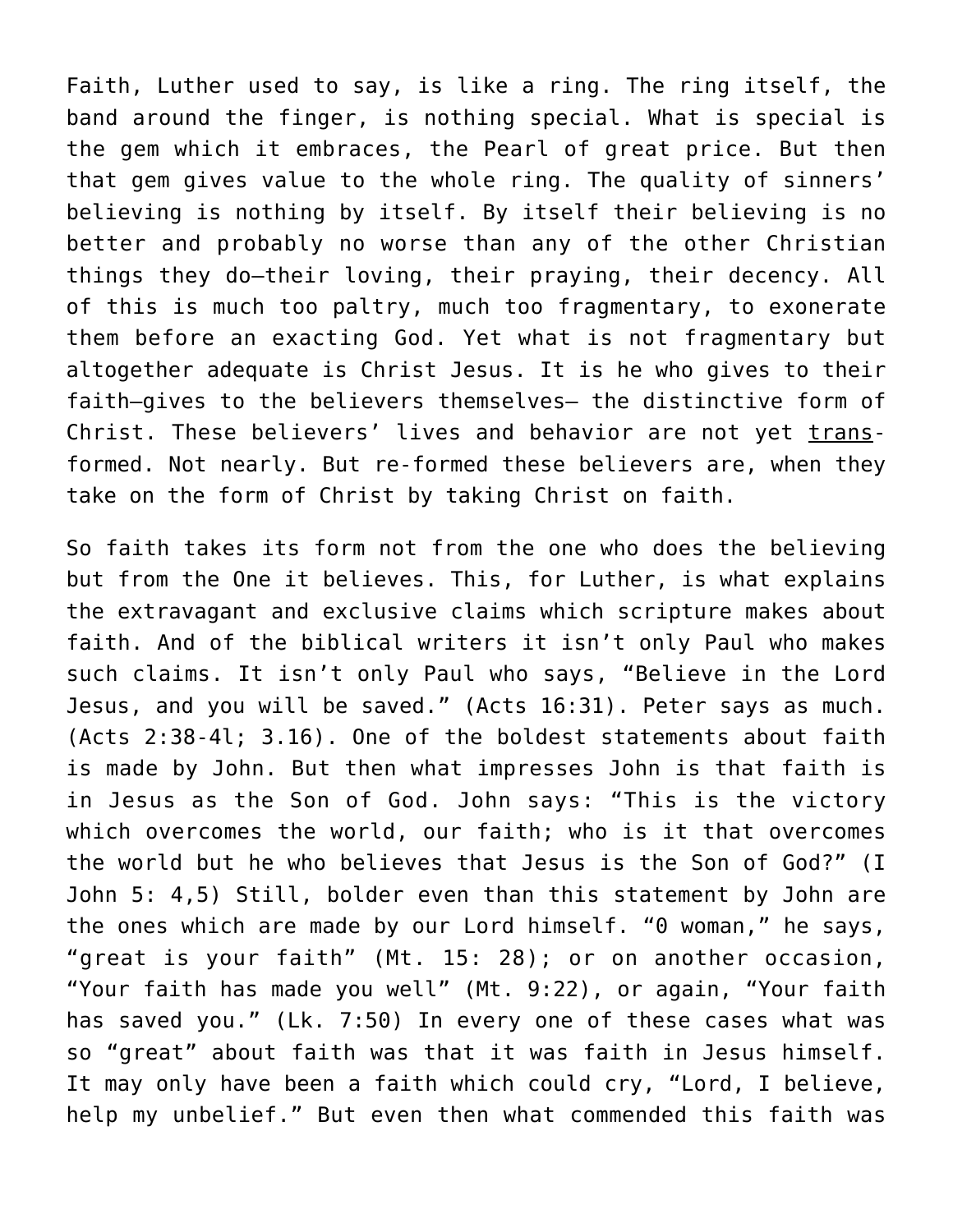Faith, Luther used to say, is like a ring. The ring itself, the band around the finger, is nothing special. What is special is the gem which it embraces, the Pearl of great price. But then that gem gives value to the whole ring. The quality of sinners' believing is nothing by itself. By itself their believing is no better and probably no worse than any of the other Christian things they do—their loving, their praying, their decency. All of this is much too paltry, much too fragmentary, to exonerate them before an exacting God. Yet what is not fragmentary but altogether adequate is Christ Jesus. It is he who gives to their faith—gives to the believers themselves— the distinctive form of Christ. These believers' lives and behavior are not yet <u>trans</u>-formed. Not nearly. But re-formed these believers are, when they take on the form of Christ by taking Christ on faith.

So faith takes its form not from the one who does the believing but from the One it believes. This, for Luther, is what explains the extravagant and exclusive claims which scripture makes about faith. And of the biblical writers it isn't only Paul who makes such claims. It isn't only Paul who says, "Believe in the Lord Jesus, and you will be saved." (Acts 16:31). Peter says as much. (Acts 2:38-4l; 3.16). One of the boldest statements about faith is made by John. But then what impresses John is that faith is in Jesus as the Son of God. John says: "This is the victory which overcomes the world, our faith; who is it that overcomes the world but he who believes that Jesus is the Son of God?" (I John 5: 4,5) Still, bolder even than this statement by John are the ones which are made by our Lord himself. "0 woman," he says, "great is your faith" (Mt. 15: 28); or on another occasion, "Your faith has made you well" (Mt. 9:22), or again, "Your faith has saved you." (Lk. 7:50) In every one of these cases what was so "great" about faith was that it was faith in Jesus himself. It may only have been a faith which could cry, "Lord, I believe, help my unbelief." But even then what commended this faith was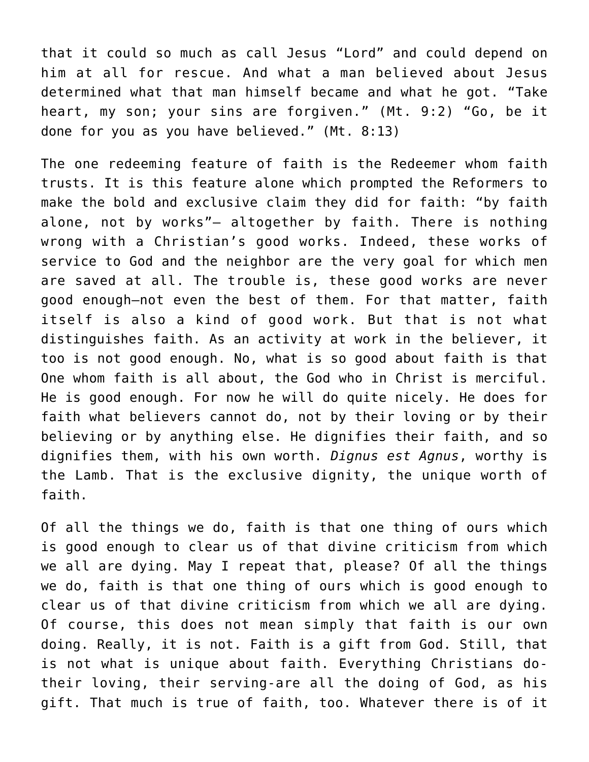that it could so much as call Jesus "Lord" and could depend on him at all for rescue. And what a man believed about Jesus determined what that man himself became and what he got. "Take heart, my son; your sins are forgiven." (Mt. 9:2) "Go, be it done for you as you have believed." (Mt. 8:13)

The one redeeming feature of faith is the Redeemer whom faith trusts. It is this feature alone which prompted the Reformers to make the bold and exclusive claim they did for faith: "by faith alone, not by works"– altogether by faith. There is nothing wrong with a Christian's good works. Indeed, these works of service to God and the neighbor are the very goal for which men are saved at all. The trouble is, these good works are never good enough—not even the best of them. For that matter, faith itself is also a kind of good work. But that is not what distinguishes faith. As an activity at work in the believer, it too is not good enough. No, what is so good about faith is that One whom faith is all about, the God who in Christ is merciful. He is good enough. For now he will do quite nicely. He does for faith what believers cannot do, not by their loving or by their believing or by anything else. He dignifies their faith, and so dignifies them, with his own worth. *Dignus est Agnus*, worthy is the Lamb. That is the exclusive dignity, the unique worth of faith.

Of all the things we do, faith is that one thing of ours which is good enough to clear us of that divine criticism from which we all are dying. May I repeat that, please? Of all the things we do, faith is that one thing of ours which is good enough to clear us of that divine criticism from which we all are dying. Of course, this does not mean simply that faith is our own doing. Really, it is not. Faith is a gift from God. Still, that is not what is unique about faith. Everything Christians do-their loving, their serving-are all the doing of God, as his gift. That much is true of faith, too. Whatever there is of it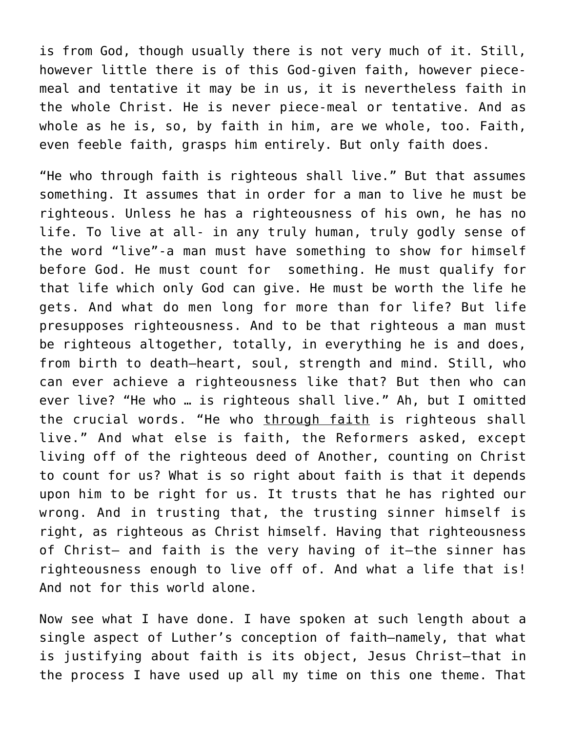is from God, though usually there is not very much of it. Still, however little there is of this God-given faith, however piece-meal and tentative it may be in us, it is nevertheless faith in the whole Christ. He is never piece-meal or tentative. And as whole as he is, so, by faith in him, are we whole, too. Faith, even feeble faith, grasps him entirely. But only faith does.

"He who through faith is righteous shall live." But that assumes something. It assumes that in order for a man to live he must be righteous. Unless he has a righteousness of his own, he has no life. To live at all- in any truly human, truly godly sense of the word "live"-a man must have something to show for himself before God. He must count for something. He must qualify for that life which only God can give. He must be worth the life he gets. And what do men long for more than for life? But life presupposes righteousness. And to be that righteous a man must be righteous altogether, totally, in everything he is and does, from birth to death—heart, soul, strength and mind. Still, who can ever achieve a righteousness like that? But then who can ever live? "He who … is righteous shall live." Ah, but I omitted the crucial words. "He who <u>through faith</u> is righteous shall live." And what else is faith, the Reformers asked, except living off of the righteous deed of Another, counting on Christ to count for us? What is so right about faith is that it depends upon him to be right for us. It trusts that he has righted our wrong. And in trusting that, the trusting sinner himself is right, as righteous as Christ himself. Having that righteousness of Christ— and faith is the very having of it—the sinner has righteousness enough to live off of. And what a life that is! And not for this world alone.

Now see what I have done. I have spoken at such length about a single aspect of Luther's conception of faith—namely, that what is justifying about faith is its object, Jesus Christ—that in the process I have used up all my time on this one theme. That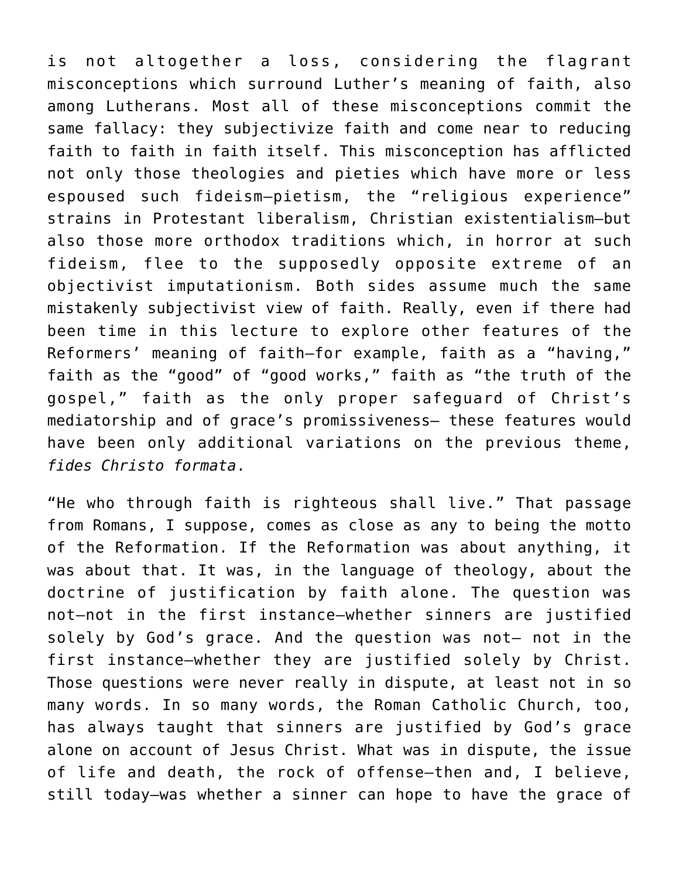is not altogether a loss, considering the flagrant misconceptions which surround Luther's meaning of faith, also among Lutherans. Most all of these misconceptions commit the same fallacy: they subjectivize faith and come near to reducing faith to faith in faith itself. This misconception has afflicted not only those theologies and pieties which have more or less espoused such fideism—pietism, the "religious experience" strains in Protestant liberalism, Christian existentialism—but also those more orthodox traditions which, in horror at such fideism, flee to the supposedly opposite extreme of an objectivist imputationism. Both sides assume much the same mistakenly subjectivist view of faith. Really, even if there had been time in this lecture to explore other features of the Reformers' meaning of faith—for example, faith as a "having," faith as the "good" of "good works," faith as "the truth of the gospel," faith as the only proper safeguard of Christ's mediatorship and of grace's promissiveness— these features would have been only additional variations on the previous theme, *fides Christo formata*.

"He who through faith is righteous shall live." That passage from Romans, I suppose, comes as close as any to being the motto of the Reformation. If the Reformation was about anything, it was about that. It was, in the language of theology, about the doctrine of justification by faith alone. The question was not—not in the first instance—whether sinners are justified solely by God's grace. And the question was not— not in the first instance—whether they are justified solely by Christ. Those questions were never really in dispute, at least not in so many words. In so many words, the Roman Catholic Church, too, has always taught that sinners are justified by God's grace alone on account of Jesus Christ. What was in dispute, the issue of life and death, the rock of offense—then and, I believe, still today—was whether a sinner can hope to have the grace of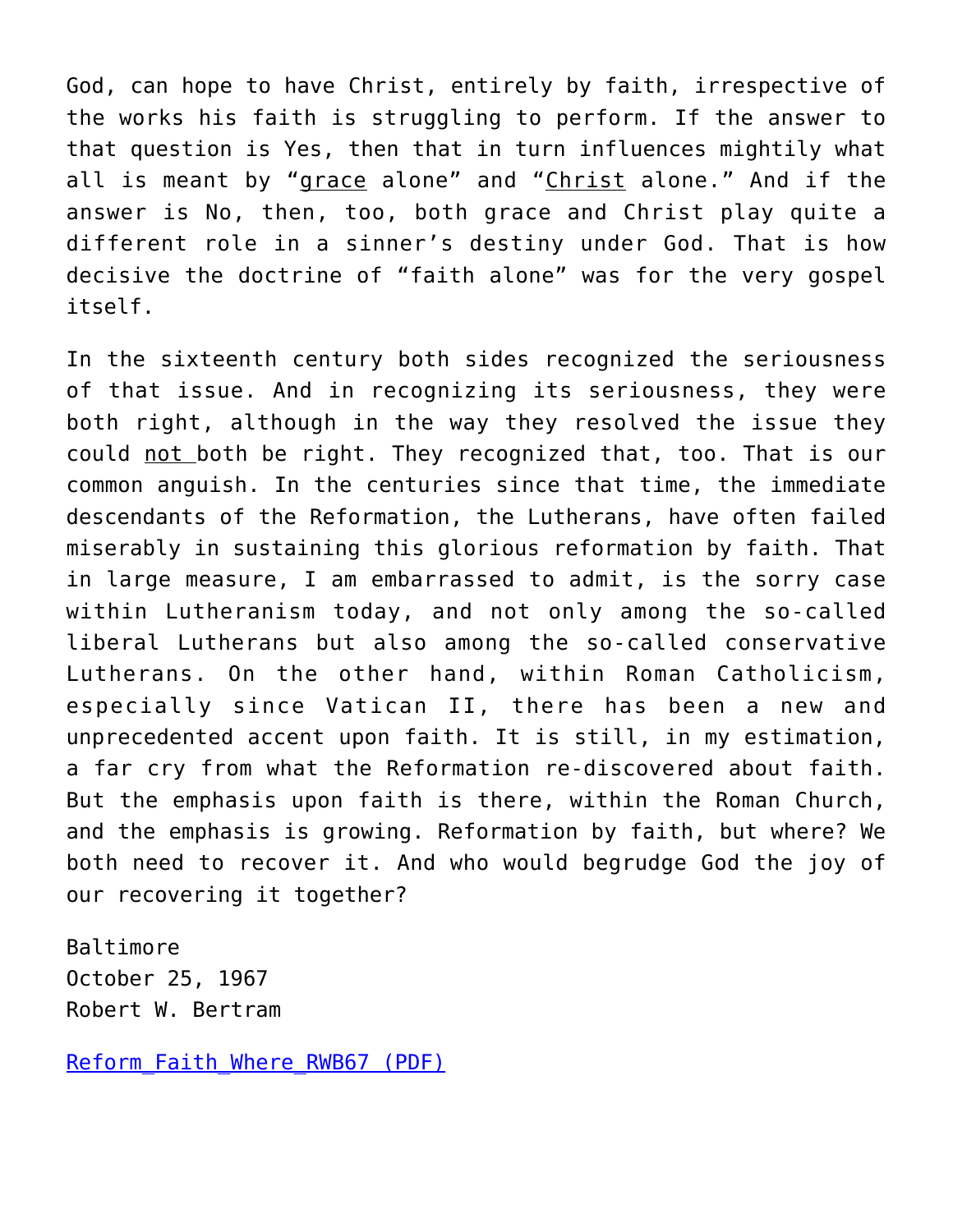God, can hope to have Christ, entirely by faith, irrespective of the works his faith is struggling to perform. If the answer to that question is Yes, then that in turn influences mightily what all is meant by "grace alone" and "Christ alone." And if the answer is No, then, too, both grace and Christ play quite a different role in a sinner's destiny under God. That is how decisive the doctrine of "faith alone" was for the very gospel itself.

In the sixteenth century both sides recognized the seriousness of that issue. And in recognizing its seriousness, they were both right, although in the way they resolved the issue they could not both be right. They recognized that, too. That is our common anguish. In the centuries since that time, the immediate descendants of the Reformation, the Lutherans, have often failed miserably in sustaining this glorious reformation by faith. That in large measure, I am embarrassed to admit, is the sorry case within Lutheranism today, and not only among the so-called liberal Lutherans but also among the so-called conservative Lutherans. On the other hand, within Roman Catholicism, especially since Vatican II, there has been a new and unprecedented accent upon faith. It is still, in my estimation, a far cry from what the Reformation re-discovered about faith. But the emphasis upon faith is there, within the Roman Church, and the emphasis is growing. Reformation by faith, but where? We both need to recover it. And who would begrudge God the joy of our recovering it together?

Baltimore
October 25, 1967
Robert W. Bertram

Reform_Faith_Where_RWB67 (PDF)